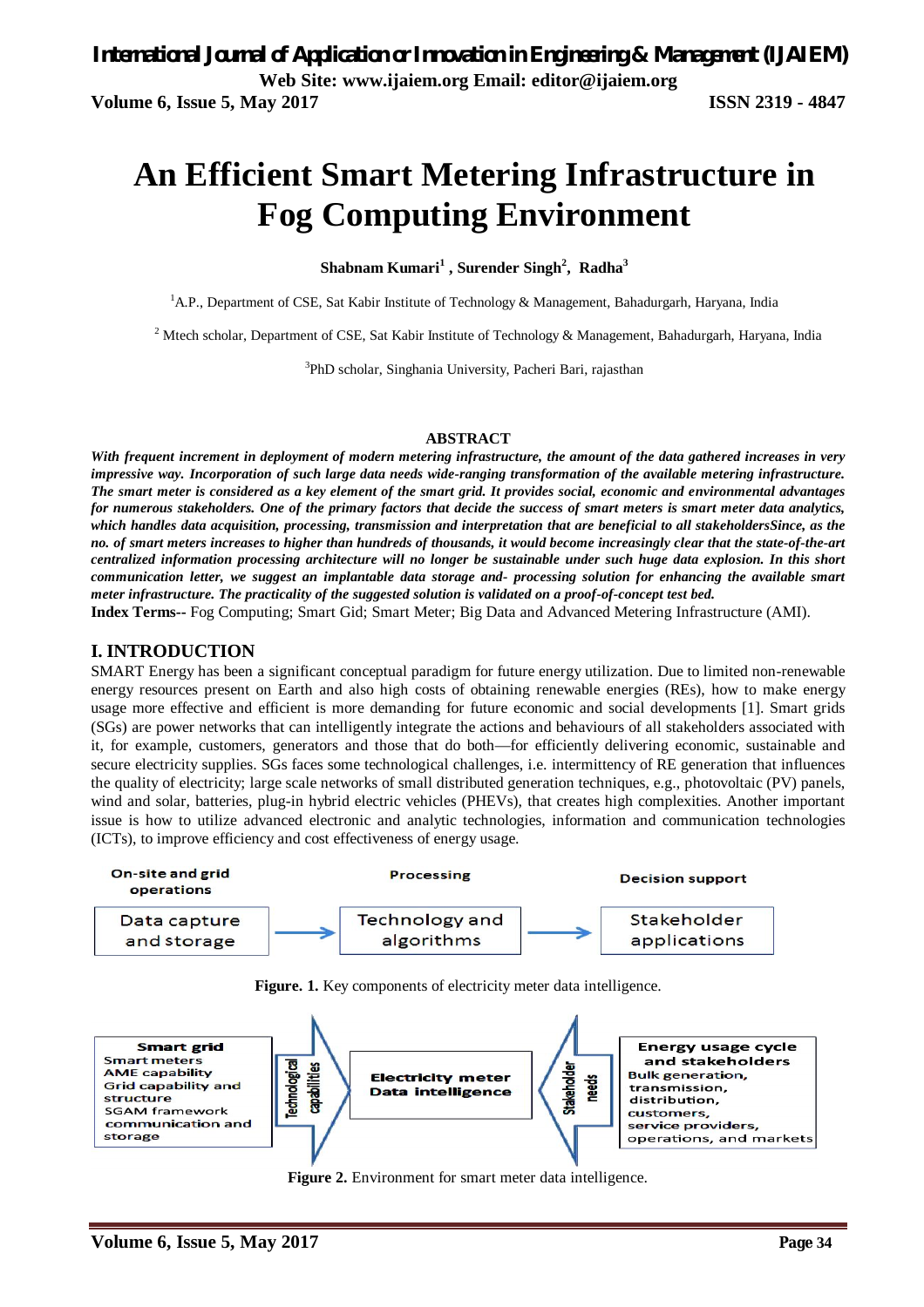# An Efficient Smart Metering Infrastructure in Fog Computing Environment

**Shabnam Kumari[1] , Surender Singh[2], Radha[3]**

[1]A.P., Department of CSE, Sat Kabir Institute of Technology & Management, Bahadurgarh, Haryana, India

[2] Mtech scholar, Department of CSE, Sat Kabir Institute of Technology & Management, Bahadurgarh, Haryana, India

[3]PhD scholar, Singhania University, Pacheri Bari, rajasthan

## ABSTRACT

***With frequent increment in deployment of modern metering infrastructure, the amount of the data gathered increases in very impressive way. Incorporation of such large data needs wide-ranging transformation of the available metering infrastructure. The smart meter is considered as a key element of the smart grid. It provides social, economic and environmental advantages for numerous stakeholders. One of the primary factors that decide the success of smart meters is smart meter data analytics, which handles data acquisition, processing, transmission and interpretation that are beneficial to all stakeholdersSince, as the no. of smart meters increases to higher than hundreds of thousands, it would become increasingly clear that the state-of-the-art centralized information processing architecture will no longer be sustainable under such huge data explosion. In this short communication letter, we suggest an implantable data storage and- processing solution for enhancing the available smart meter infrastructure. The practicality of the suggested solution is validated on a proof-of-concept test bed.***

**Index Terms--** Fog Computing; Smart Gid; Smart Meter; Big Data and Advanced Metering Infrastructure (AMI).

## I. INTRODUCTION

SMART Energy has been a significant conceptual paradigm for future energy utilization. Due to limited non-renewable energy resources present on Earth and also high costs of obtaining renewable energies (REs), how to make energy usage more effective and efficient is more demanding for future economic and social developments [1]. Smart grids (SGs) are power networks that can intelligently integrate the actions and behaviours of all stakeholders associated with it, for example, customers, generators and those that do both—for efficiently delivering economic, sustainable and secure electricity supplies. SGs faces some technological challenges, i.e. intermittency of RE generation that influences the quality of electricity; large scale networks of small distributed generation techniques, e.g., photovoltaic (PV) panels, wind and solar, batteries, plug-in hybrid electric vehicles (PHEVs), that creates high complexities. Another important issue is how to utilize advanced electronic and analytic technologies, information and communication technologies (ICTs), to improve efficiency and cost effectiveness of energy usage.

On-site and grid operations → Processing → Decision support

Data capture and storage → Technology and algorithms → Stakeholder applications

**Figure. 1.** Key components of electricity meter data intelligence.

**Smart grid**: Smart meters, AME capability, Grid capability and structure, SGAM framework, communication and storage → Technological capabilities → **Electricity meter Data intelligence** ← Stakeholder needs ← **Energy usage cycle and stakeholders**: Bulk generation, transmission, distribution, customers, service providers, operations, and markets

**Figure 2.** Environment for smart meter data intelligence.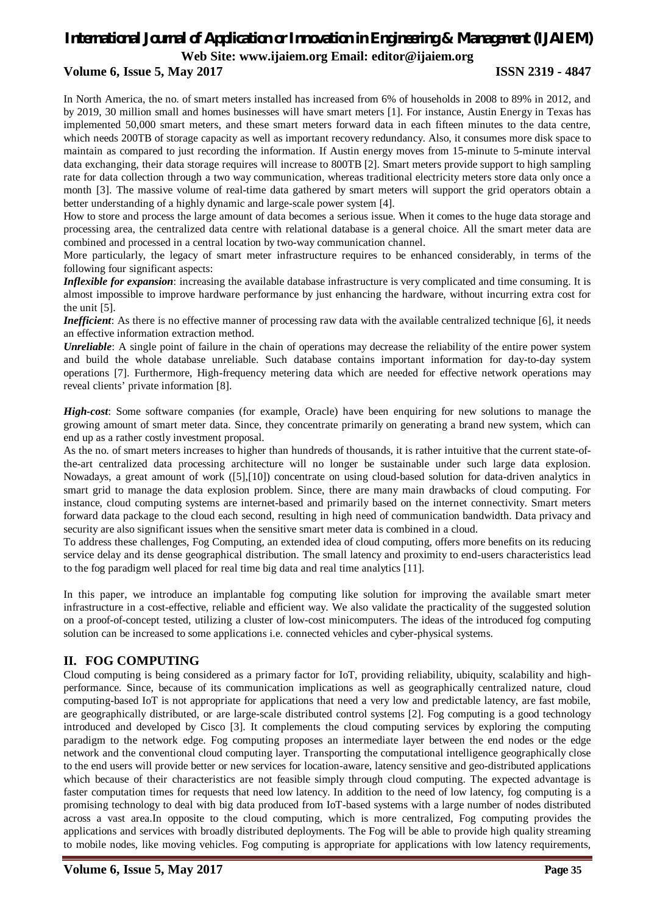In North America, the no. of smart meters installed has increased from 6% of households in 2008 to 89% in 2012, and by 2019, 30 million small and homes businesses will have smart meters [1]. For instance, Austin Energy in Texas has implemented 50,000 smart meters, and these smart meters forward data in each fifteen minutes to the data centre, which needs 200TB of storage capacity as well as important recovery redundancy. Also, it consumes more disk space to maintain as compared to just recording the information. If Austin energy moves from 15-minute to 5-minute interval data exchanging, their data storage requires will increase to 800TB [2]. Smart meters provide support to high sampling rate for data collection through a two way communication, whereas traditional electricity meters store data only once a month [3]. The massive volume of real-time data gathered by smart meters will support the grid operators obtain a better understanding of a highly dynamic and large-scale power system [4].

How to store and process the large amount of data becomes a serious issue. When it comes to the huge data storage and processing area, the centralized data centre with relational database is a general choice. All the smart meter data are combined and processed in a central location by two-way communication channel.

More particularly, the legacy of smart meter infrastructure requires to be enhanced considerably, in terms of the following four significant aspects:

***Inflexible for expansion***: increasing the available database infrastructure is very complicated and time consuming. It is almost impossible to improve hardware performance by just enhancing the hardware, without incurring extra cost for the unit [5].

***Inefficient***: As there is no effective manner of processing raw data with the available centralized technique [6], it needs an effective information extraction method.

***Unreliable***: A single point of failure in the chain of operations may decrease the reliability of the entire power system and build the whole database unreliable. Such database contains important information for day-to-day system operations [7]. Furthermore, High-frequency metering data which are needed for effective network operations may reveal clients' private information [8].

***High-cost***: Some software companies (for example, Oracle) have been enquiring for new solutions to manage the growing amount of smart meter data. Since, they concentrate primarily on generating a brand new system, which can end up as a rather costly investment proposal.

As the no. of smart meters increases to higher than hundreds of thousands, it is rather intuitive that the current state-of-the-art centralized data processing architecture will no longer be sustainable under such large data explosion. Nowadays, a great amount of work ([5],[10]) concentrate on using cloud-based solution for data-driven analytics in smart grid to manage the data explosion problem. Since, there are many main drawbacks of cloud computing. For instance, cloud computing systems are internet-based and primarily based on the internet connectivity. Smart meters forward data package to the cloud each second, resulting in high need of communication bandwidth. Data privacy and security are also significant issues when the sensitive smart meter data is combined in a cloud.

To address these challenges, Fog Computing, an extended idea of cloud computing, offers more benefits on its reducing service delay and its dense geographical distribution. The small latency and proximity to end-users characteristics lead to the fog paradigm well placed for real time big data and real time analytics [11].

In this paper, we introduce an implantable fog computing like solution for improving the available smart meter infrastructure in a cost-effective, reliable and efficient way. We also validate the practicality of the suggested solution on a proof-of-concept tested, utilizing a cluster of low-cost minicomputers. The ideas of the introduced fog computing solution can be increased to some applications i.e. connected vehicles and cyber-physical systems.

## II. FOG COMPUTING

Cloud computing is being considered as a primary factor for IoT, providing reliability, ubiquity, scalability and high-performance. Since, because of its communication implications as well as geographically centralized nature, cloud computing-based IoT is not appropriate for applications that need a very low and predictable latency, are fast mobile, are geographically distributed, or are large-scale distributed control systems [2]. Fog computing is a good technology introduced and developed by Cisco [3]. It complements the cloud computing services by exploring the computing paradigm to the network edge. Fog computing proposes an intermediate layer between the end nodes or the edge network and the conventional cloud computing layer. Transporting the computational intelligence geographically close to the end users will provide better or new services for location-aware, latency sensitive and geo-distributed applications which because of their characteristics are not feasible simply through cloud computing. The expected advantage is faster computation times for requests that need low latency. In addition to the need of low latency, fog computing is a promising technology to deal with big data produced from IoT-based systems with a large number of nodes distributed across a vast area.In opposite to the cloud computing, which is more centralized, Fog computing provides the applications and services with broadly distributed deployments. The Fog will be able to provide high quality streaming to mobile nodes, like moving vehicles. Fog computing is appropriate for applications with low latency requirements,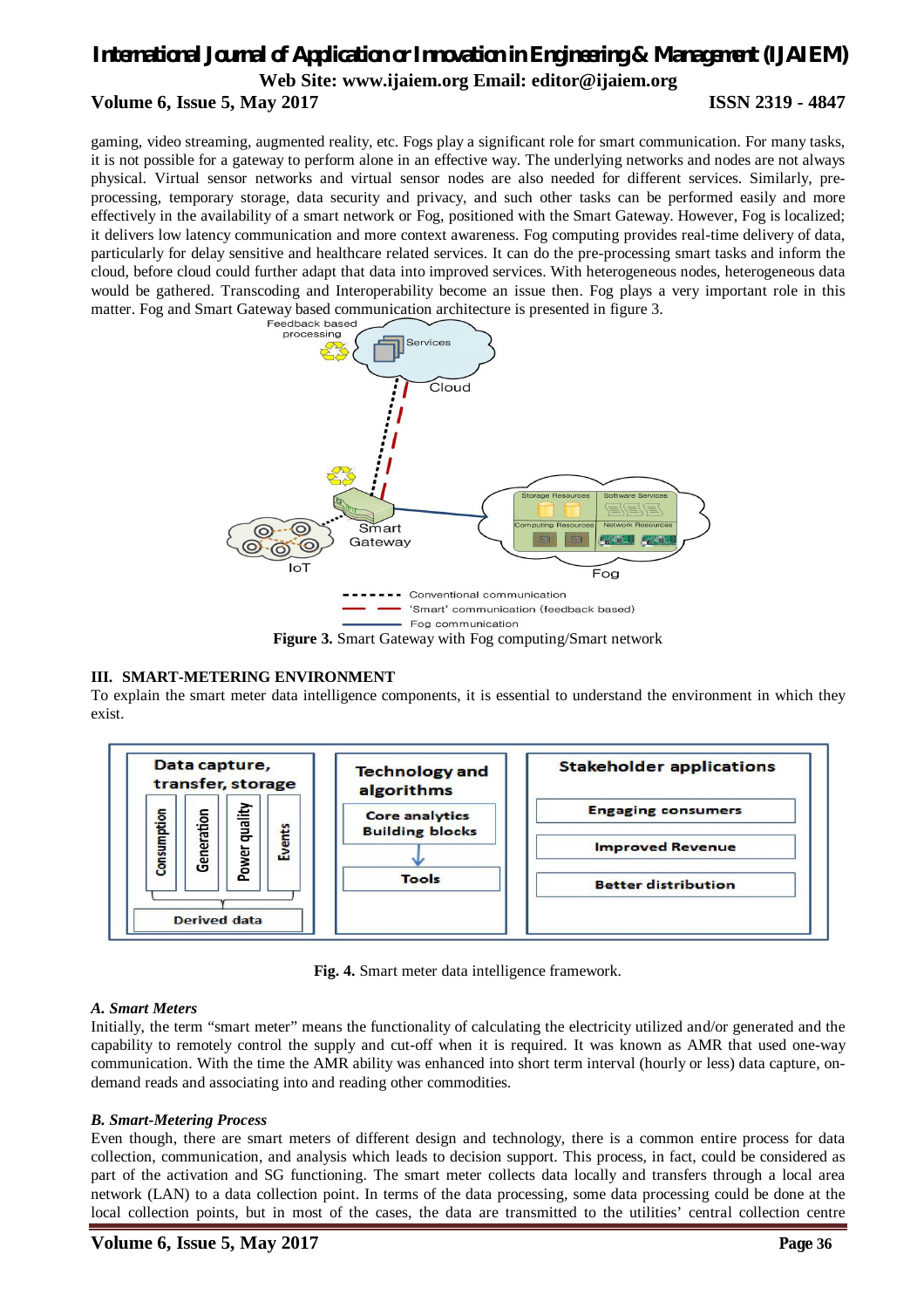gaming, video streaming, augmented reality, etc. Fogs play a significant role for smart communication. For many tasks, it is not possible for a gateway to perform alone in an effective way. The underlying networks and nodes are not always physical. Virtual sensor networks and virtual sensor nodes are also needed for different services. Similarly, pre-processing, temporary storage, data security and privacy, and such other tasks can be performed easily and more effectively in the availability of a smart network or Fog, positioned with the Smart Gateway. However, Fog is localized; it delivers low latency communication and more context awareness. Fog computing provides real-time delivery of data, particularly for delay sensitive and healthcare related services. It can do the pre-processing smart tasks and inform the cloud, before cloud could further adapt that data into improved services. With heterogeneous nodes, heterogeneous data would be gathered. Transcoding and Interoperability become an issue then. Fog plays a very important role in this matter. Fog and Smart Gateway based communication architecture is presented in figure 3.

**Figure 3.** Smart Gateway with Fog computing/Smart network

## III. SMART-METERING ENVIRONMENT

To explain the smart meter data intelligence components, it is essential to understand the environment in which they exist.

**Fig. 4.** Smart meter data intelligence framework.

### *A. Smart Meters*

Initially, the term "smart meter" means the functionality of calculating the electricity utilized and/or generated and the capability to remotely control the supply and cut-off when it is required. It was known as AMR that used one-way communication. With the time the AMR ability was enhanced into short term interval (hourly or less) data capture, on-demand reads and associating into and reading other commodities.

### *B. Smart-Metering Process*

Even though, there are smart meters of different design and technology, there is a common entire process for data collection, communication, and analysis which leads to decision support. This process, in fact, could be considered as part of the activation and SG functioning. The smart meter collects data locally and transfers through a local area network (LAN) to a data collection point. In terms of the data processing, some data processing could be done at the local collection points, but in most of the cases, the data are transmitted to the utilities' central collection centre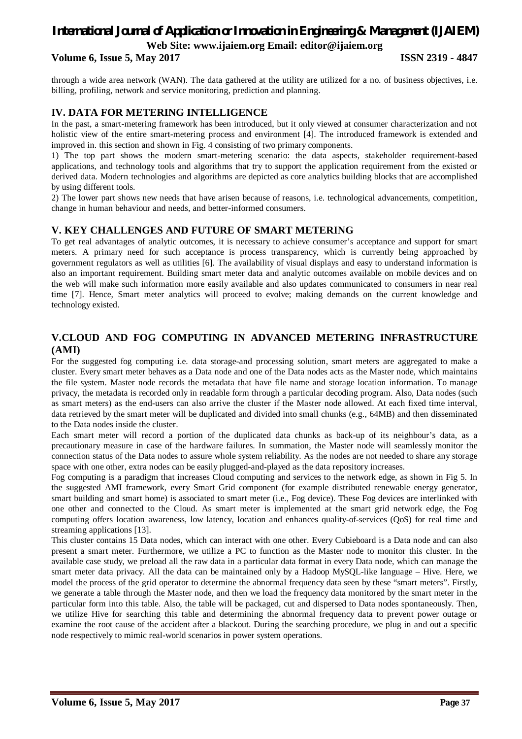through a wide area network (WAN). The data gathered at the utility are utilized for a no. of business objectives, i.e. billing, profiling, network and service monitoring, prediction and planning.

## IV. DATA FOR METERING INTELLIGENCE

In the past, a smart-metering framework has been introduced, but it only viewed at consumer characterization and not holistic view of the entire smart-metering process and environment [4]. The introduced framework is extended and improved in. this section and shown in Fig. 4 consisting of two primary components.

1) The top part shows the modern smart-metering scenario: the data aspects, stakeholder requirement-based applications, and technology tools and algorithms that try to support the application requirement from the existed or derived data. Modern technologies and algorithms are depicted as core analytics building blocks that are accomplished by using different tools.

2) The lower part shows new needs that have arisen because of reasons, i.e. technological advancements, competition, change in human behaviour and needs, and better-informed consumers.

## V. KEY CHALLENGES AND FUTURE OF SMART METERING

To get real advantages of analytic outcomes, it is necessary to achieve consumer's acceptance and support for smart meters. A primary need for such acceptance is process transparency, which is currently being approached by government regulators as well as utilities [6]. The availability of visual displays and easy to understand information is also an important requirement. Building smart meter data and analytic outcomes available on mobile devices and on the web will make such information more easily available and also updates communicated to consumers in near real time [7]. Hence, Smart meter analytics will proceed to evolve; making demands on the current knowledge and technology existed.

## V.CLOUD AND FOG COMPUTING IN ADVANCED METERING INFRASTRUCTURE (AMI)

For the suggested fog computing i.e. data storage-and processing solution, smart meters are aggregated to make a cluster. Every smart meter behaves as a Data node and one of the Data nodes acts as the Master node, which maintains the file system. Master node records the metadata that have file name and storage location information. To manage privacy, the metadata is recorded only in readable form through a particular decoding program. Also, Data nodes (such as smart meters) as the end-users can also arrive the cluster if the Master node allowed. At each fixed time interval, data retrieved by the smart meter will be duplicated and divided into small chunks (e.g., 64MB) and then disseminated to the Data nodes inside the cluster.

Each smart meter will record a portion of the duplicated data chunks as back-up of its neighbour's data, as a precautionary measure in case of the hardware failures. In summation, the Master node will seamlessly monitor the connection status of the Data nodes to assure whole system reliability. As the nodes are not needed to share any storage space with one other, extra nodes can be easily plugged-and-played as the data repository increases.

Fog computing is a paradigm that increases Cloud computing and services to the network edge, as shown in Fig 5. In the suggested AMI framework, every Smart Grid component (for example distributed renewable energy generator, smart building and smart home) is associated to smart meter (i.e., Fog device). These Fog devices are interlinked with one other and connected to the Cloud. As smart meter is implemented at the smart grid network edge, the Fog computing offers location awareness, low latency, location and enhances quality-of-services (QoS) for real time and streaming applications [13].

This cluster contains 15 Data nodes, which can interact with one other. Every Cubieboard is a Data node and can also present a smart meter. Furthermore, we utilize a PC to function as the Master node to monitor this cluster. In the available case study, we preload all the raw data in a particular data format in every Data node, which can manage the smart meter data privacy. All the data can be maintained only by a Hadoop MySQL-like language – Hive. Here, we model the process of the grid operator to determine the abnormal frequency data seen by these "smart meters". Firstly, we generate a table through the Master node, and then we load the frequency data monitored by the smart meter in the particular form into this table. Also, the table will be packaged, cut and dispersed to Data nodes spontaneously. Then, we utilize Hive for searching this table and determining the abnormal frequency data to prevent power outage or examine the root cause of the accident after a blackout. During the searching procedure, we plug in and out a specific node respectively to mimic real-world scenarios in power system operations.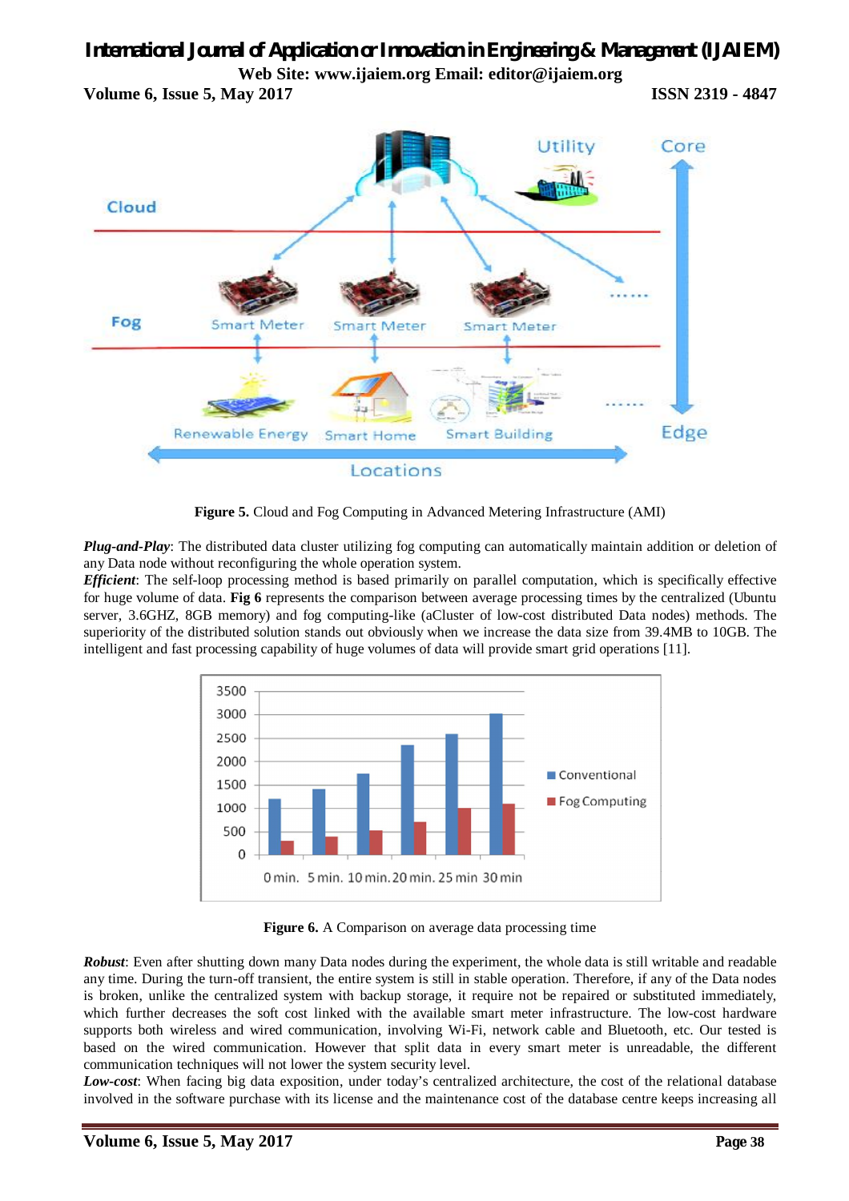Figure 5. Cloud and Fog Computing in Advanced Metering Infrastructure (AMI)

***Plug-and-Play***: The distributed data cluster utilizing fog computing can automatically maintain addition or deletion of any Data node without reconfiguring the whole operation system.

***Efficient***: The self-loop processing method is based primarily on parallel computation, which is specifically effective for huge volume of data. **Fig 6** represents the comparison between average processing times by the centralized (Ubuntu server, 3.6GHZ, 8GB memory) and fog computing-like (aCluster of low-cost distributed Data nodes) methods. The superiority of the distributed solution stands out obviously when we increase the data size from 39.4MB to 10GB. The intelligent and fast processing capability of huge volumes of data will provide smart grid operations [11].

**Figure 6.** A Comparison on average data processing time

***Robust***: Even after shutting down many Data nodes during the experiment, the whole data is still writable and readable any time. During the turn-off transient, the entire system is still in stable operation. Therefore, if any of the Data nodes is broken, unlike the centralized system with backup storage, it require not be repaired or substituted immediately, which further decreases the soft cost linked with the available smart meter infrastructure. The low-cost hardware supports both wireless and wired communication, involving Wi-Fi, network cable and Bluetooth, etc. Our tested is based on the wired communication. However that split data in every smart meter is unreadable, the different communication techniques will not lower the system security level.

***Low-cost***: When facing big data exposition, under today's centralized architecture, the cost of the relational database involved in the software purchase with its license and the maintenance cost of the database centre keeps increasing all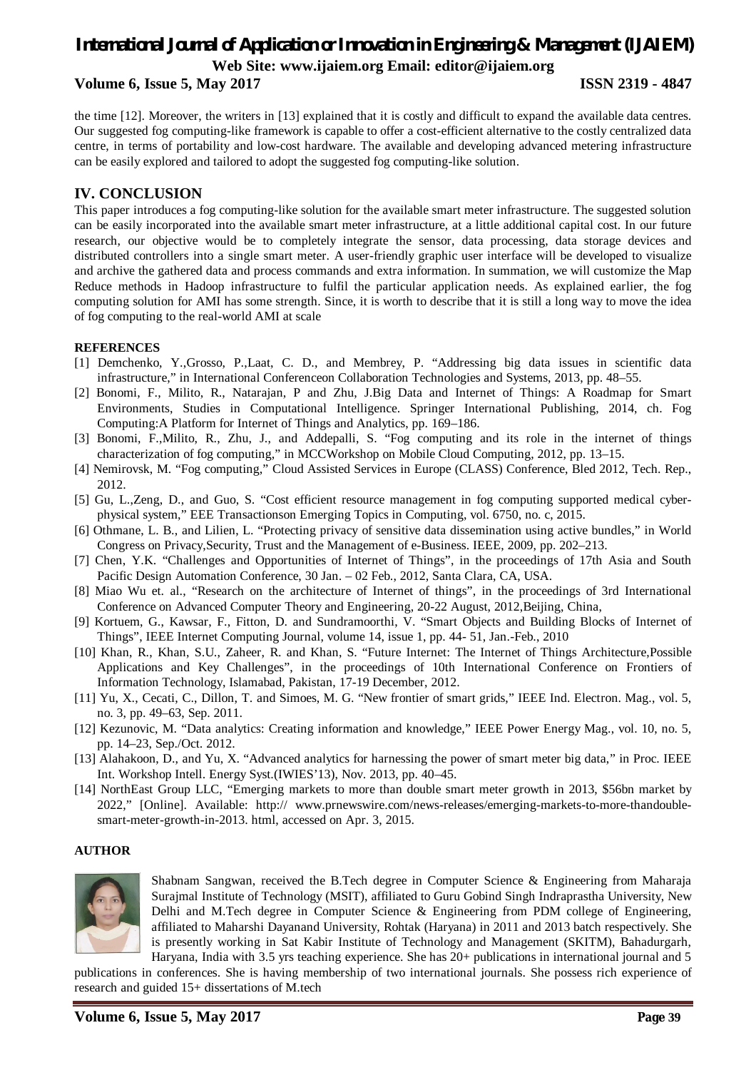the time [12]. Moreover, the writers in [13] explained that it is costly and difficult to expand the available data centres. Our suggested fog computing-like framework is capable to offer a cost-efficient alternative to the costly centralized data centre, in terms of portability and low-cost hardware. The available and developing advanced metering infrastructure can be easily explored and tailored to adopt the suggested fog computing-like solution.

## IV. CONCLUSION

This paper introduces a fog computing-like solution for the available smart meter infrastructure. The suggested solution can be easily incorporated into the available smart meter infrastructure, at a little additional capital cost. In our future research, our objective would be to completely integrate the sensor, data processing, data storage devices and distributed controllers into a single smart meter. A user-friendly graphic user interface will be developed to visualize and archive the gathered data and process commands and extra information. In summation, we will customize the Map Reduce methods in Hadoop infrastructure to fulfil the particular application needs. As explained earlier, the fog computing solution for AMI has some strength. Since, it is worth to describe that it is still a long way to move the idea of fog computing to the real-world AMI at scale

**REFERENCES**

[1] Demchenko, Y.,Grosso, P.,Laat, C. D., and Membrey, P. "Addressing big data issues in scientific data infrastructure," in International Conferenceon Collaboration Technologies and Systems, 2013, pp. 48–55.

[2] Bonomi, F., Milito, R., Natarajan, P and Zhu, J.Big Data and Internet of Things: A Roadmap for Smart Environments, Studies in Computational Intelligence. Springer International Publishing, 2014, ch. Fog Computing:A Platform for Internet of Things and Analytics, pp. 169–186.

[3] Bonomi, F.,Milito, R., Zhu, J., and Addepalli, S. "Fog computing and its role in the internet of things characterization of fog computing," in MCCWorkshop on Mobile Cloud Computing, 2012, pp. 13–15.

[4] Nemirovsk, M. "Fog computing," Cloud Assisted Services in Europe (CLASS) Conference, Bled 2012, Tech. Rep., 2012.

[5] Gu, L.,Zeng, D., and Guo, S. "Cost efficient resource management in fog computing supported medical cyber-physical system," EEE Transactionson Emerging Topics in Computing, vol. 6750, no. c, 2015.

[6] Othmane, L. B., and Lilien, L. "Protecting privacy of sensitive data dissemination using active bundles," in World Congress on Privacy,Security, Trust and the Management of e-Business. IEEE, 2009, pp. 202–213.

[7] Chen, Y.K. "Challenges and Opportunities of Internet of Things", in the proceedings of 17th Asia and South Pacific Design Automation Conference, 30 Jan. – 02 Feb., 2012, Santa Clara, CA, USA.

[8] Miao Wu et. al., "Research on the architecture of Internet of things", in the proceedings of 3rd International Conference on Advanced Computer Theory and Engineering, 20-22 August, 2012,Beijing, China,

[9] Kortuem, G., Kawsar, F., Fitton, D. and Sundramoorthi, V. "Smart Objects and Building Blocks of Internet of Things", IEEE Internet Computing Journal, volume 14, issue 1, pp. 44- 51, Jan.-Feb., 2010

[10] Khan, R., Khan, S.U., Zaheer, R. and Khan, S. "Future Internet: The Internet of Things Architecture,Possible Applications and Key Challenges", in the proceedings of 10th International Conference on Frontiers of Information Technology, Islamabad, Pakistan, 17-19 December, 2012.

[11] Yu, X., Cecati, C., Dillon, T. and Simoes, M. G. "New frontier of smart grids," IEEE Ind. Electron. Mag., vol. 5, no. 3, pp. 49–63, Sep. 2011.

[12] Kezunovic, M. "Data analytics: Creating information and knowledge," IEEE Power Energy Mag., vol. 10, no. 5, pp. 14–23, Sep./Oct. 2012.

[13] Alahakoon, D., and Yu, X. "Advanced analytics for harnessing the power of smart meter big data," in Proc. IEEE Int. Workshop Intell. Energy Syst.(IWIES'13), Nov. 2013, pp. 40–45.

[14] NorthEast Group LLC, "Emerging markets to more than double smart meter growth in 2013, $56bn market by 2022," [Online]. Available: http:// www.prnewswire.com/news-releases/emerging-markets-to-more-thandouble-smart-meter-growth-in-2013. html, accessed on Apr. 3, 2015.

**AUTHOR**

Shabnam Sangwan, received the B.Tech degree in Computer Science & Engineering from Maharaja Surajmal Institute of Technology (MSIT), affiliated to Guru Gobind Singh Indraprastha University, New Delhi and M.Tech degree in Computer Science & Engineering from PDM college of Engineering, affiliated to Maharshi Dayanand University, Rohtak (Haryana) in 2011 and 2013 batch respectively. She is presently working in Sat Kabir Institute of Technology and Management (SKITM), Bahadurgarh, Haryana, India with 3.5 yrs teaching experience. She has 20+ publications in international journal and 5 publications in conferences. She is having membership of two international journals. She possess rich experience of research and guided 15+ dissertations of M.tech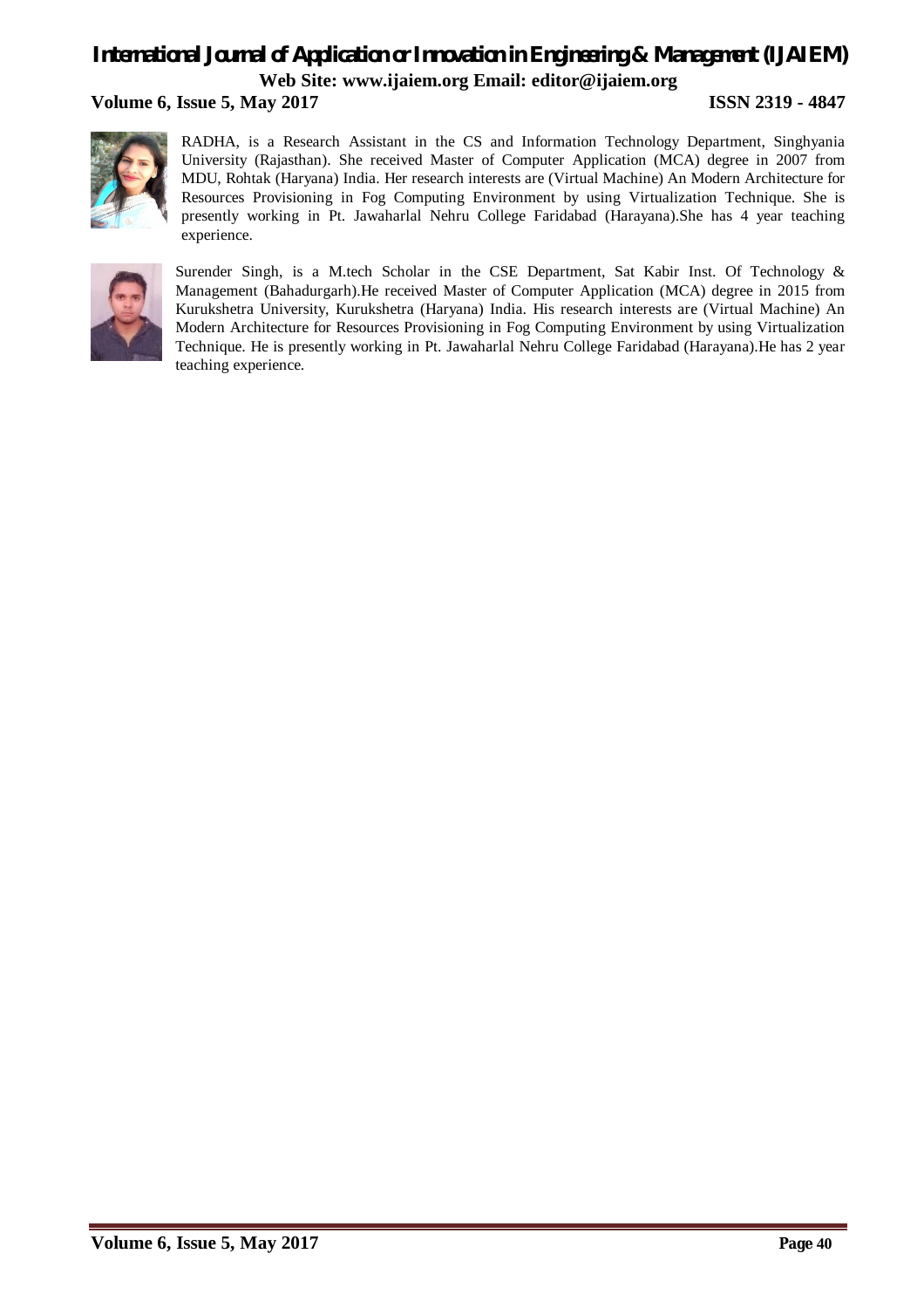RADHA, is a Research Assistant in the CS and Information Technology Department, Singhyania University (Rajasthan). She received Master of Computer Application (MCA) degree in 2007 from MDU, Rohtak (Haryana) India. Her research interests are (Virtual Machine) An Modern Architecture for Resources Provisioning in Fog Computing Environment by using Virtualization Technique. She is presently working in Pt. Jawaharlal Nehru College Faridabad (Harayana).She has 4 year teaching experience.

Surender Singh, is a M.tech Scholar in the CSE Department, Sat Kabir Inst. Of Technology & Management (Bahadurgarh).He received Master of Computer Application (MCA) degree in 2015 from Kurukshetra University, Kurukshetra (Haryana) India. His research interests are (Virtual Machine) An Modern Architecture for Resources Provisioning in Fog Computing Environment by using Virtualization Technique. He is presently working in Pt. Jawaharlal Nehru College Faridabad (Harayana).He has 2 year teaching experience.